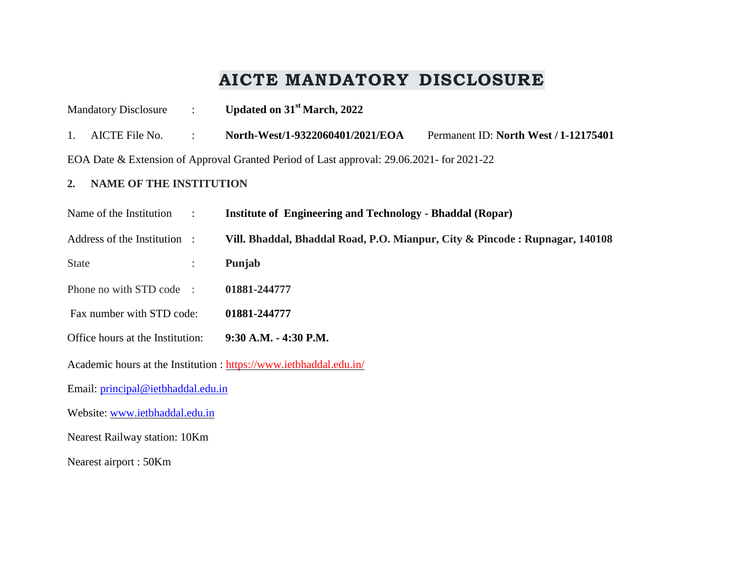# AICTE MANDATORY DISCLOSURE

Mandatory Disclosure : **Updated on 31st March, 2022**

1. AICTE File No. : **North-West/1-9322060401/2021/EOA** Permanent ID: **North West / 1-12175401**

EOA Date & Extension of Approval Granted Period of Last approval: 29.06.2021- for 2021-22

**2. NAME OF THE INSTITUTION**

Name of the Institution : **Institute of Engineering and Technology - Bhaddal (Ropar)**

Address of the Institution : **Vill. Bhaddal, Bhaddal Road, P.O. Mianpur, City & Pincode : Rupnagar, 140108**

State : **Punjab**

Phone no with STD code : **01881-244777**

Fax number with STD code: **01881-244777**

Office hours at the Institution: **9:30 A.M. - 4:30 P.M.**

Academic hours at the Institution : https://www.ietbhaddal.edu.in/

Email: principal@ietbhaddal.edu.in

Website: www.ietbhaddal.edu.in

Nearest Railway station: 10Km

Nearest airport : 50Km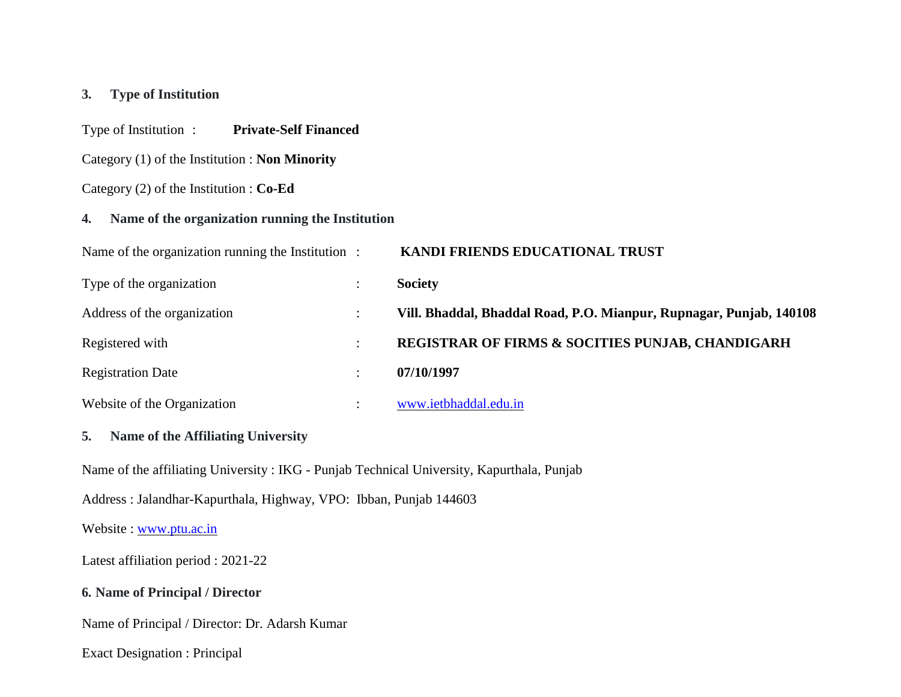### 3. Type of Institution

Type of Institution : **Private-Self Financed**

Category (1) of the Institution : **Non Minority**

Category (2) of the Institution : **Co-Ed**

### 4. Name of the organization running the Institution

Name of the organization running the Institution : **KANDI FRIENDS EDUCATIONAL TRUST**

Type of the organization : **Society**

Address of the organization : **Vill. Bhaddal, Bhaddal Road, P.O. Mianpur, Rupnagar, Punjab, 140108**

Registered with : **REGISTRAR OF FIRMS & SOCITIES PUNJAB, CHANDIGARH**

Registration Date : **07/10/1997**

Website of the Organization : www.ietbhaddal.edu.in

### 5. Name of the Affiliating University

Name of the affiliating University : IKG - Punjab Technical University, Kapurthala, Punjab

Address : Jalandhar-Kapurthala, Highway, VPO: Ibban, Punjab 144603

Website : www.ptu.ac.in

Latest affiliation period : 2021-22

### 6. Name of Principal / Director

Name of Principal / Director: Dr. Adarsh Kumar

Exact Designation : Principal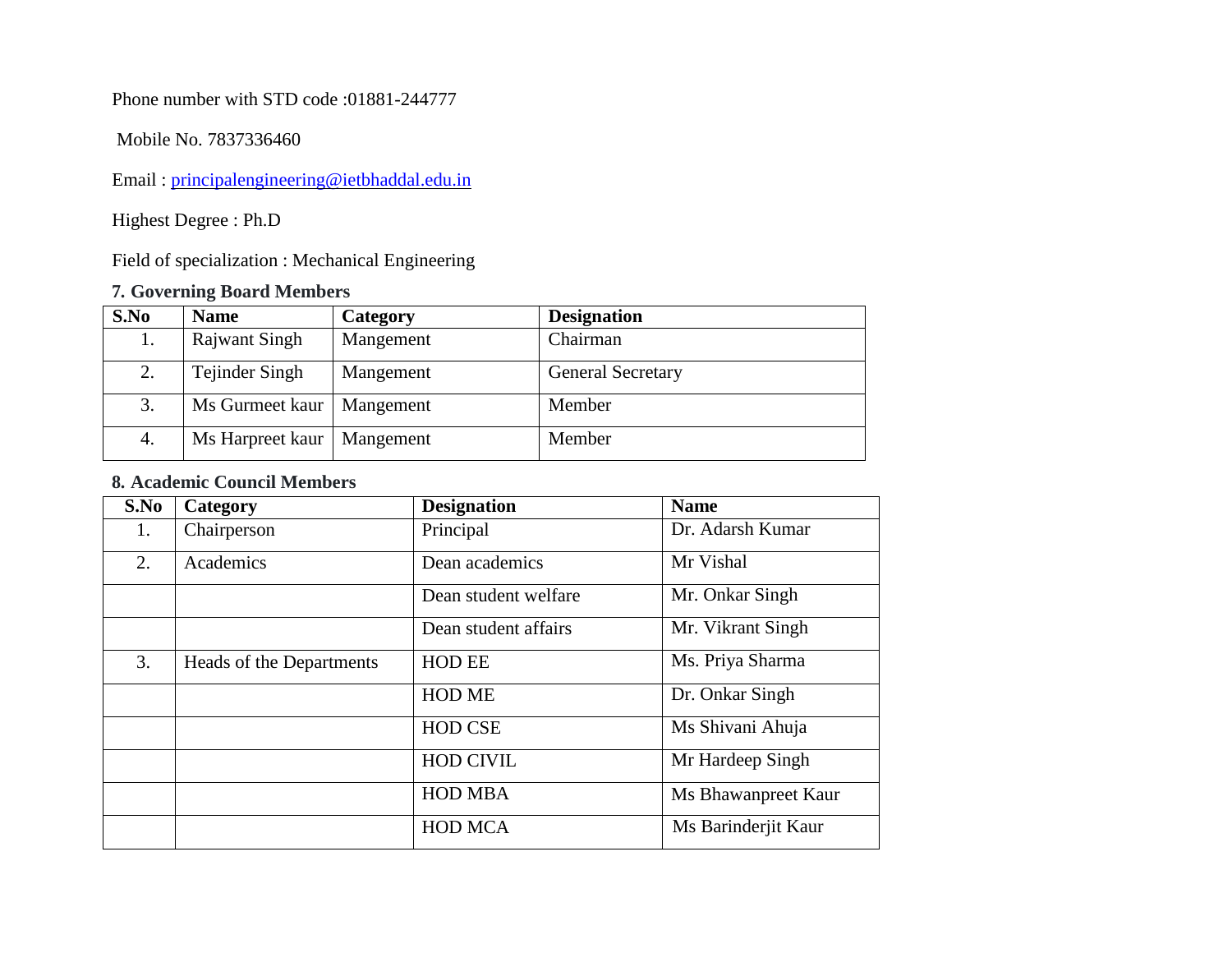Phone number with STD code :01881-244777

Mobile No. 7837336460

Email : principalengineering@ietbhaddal.edu.in

Highest Degree : Ph.D

Field of specialization : Mechanical Engineering

**7. Governing Board Members**

| S.No | Name | Category | Designation |
|---|---|---|---|
| 1. | Rajwant Singh | Mangement | Chairman |
| 2. | Tejinder Singh | Mangement | General Secretary |
| 3. | Ms Gurmeet kaur | Mangement | Member |
| 4. | Ms Harpreet kaur | Mangement | Member |

**8. Academic Council Members**

| S.No | Category | Designation | Name |
|---|---|---|---|
| 1. | Chairperson | Principal | Dr. Adarsh Kumar |
| 2. | Academics | Dean academics | Mr Vishal |
| | | Dean student welfare | Mr. Onkar Singh |
| | | Dean student affairs | Mr. Vikrant Singh |
| 3. | Heads of the Departments | HOD EE | Ms. Priya Sharma |
| | | HOD ME | Dr. Onkar Singh |
| | | HOD CSE | Ms Shivani Ahuja |
| | | HOD CIVIL | Mr Hardeep Singh |
| | | HOD MBA | Ms Bhawanpreet Kaur |
| | | HOD MCA | Ms Barinderjit Kaur |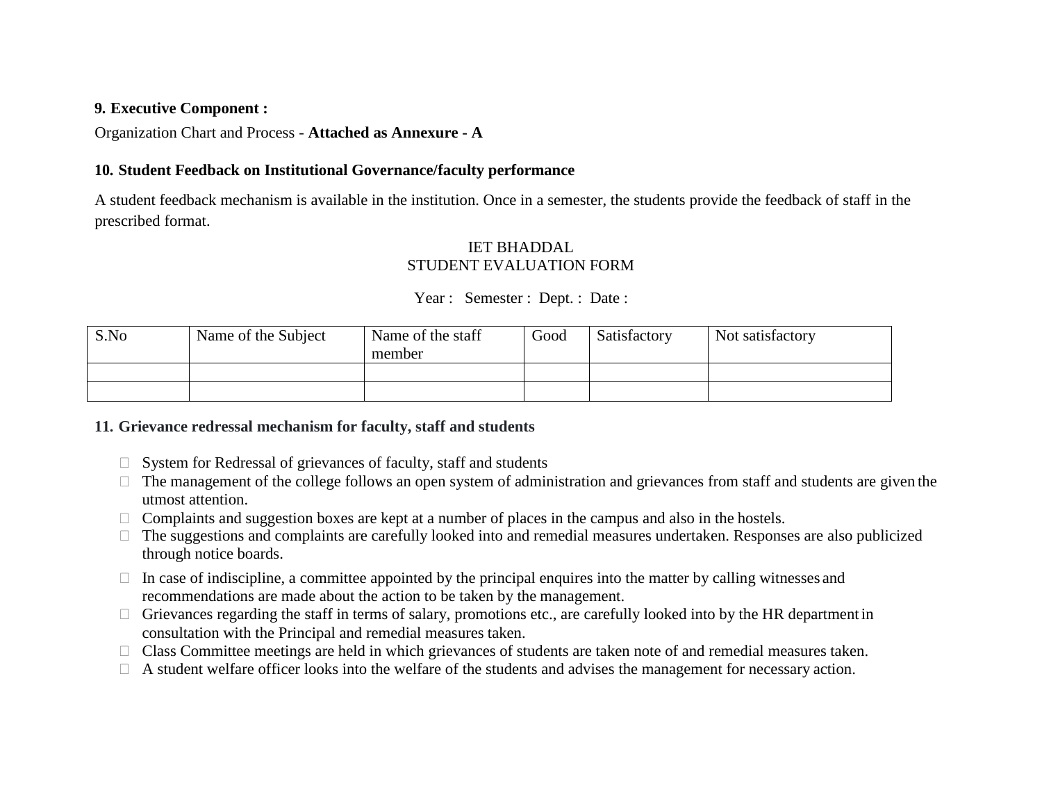**9. Executive Component :**

Organization Chart and Process - **Attached as Annexure - A**

**10. Student Feedback on Institutional Governance/faculty performance**

A student feedback mechanism is available in the institution. Once in a semester, the students provide the feedback of staff in the prescribed format.

IET BHADDAL
STUDENT EVALUATION FORM

Year : Semester : Dept. : Date :

| S.No | Name of the Subject | Name of the staff member | Good | Satisfactory | Not satisfactory |
|---|---|---|---|---|---|
| | | | | | |
| | | | | | |

**11. Grievance redressal mechanism for faculty, staff and students**

- System for Redressal of grievances of faculty, staff and students
- The management of the college follows an open system of administration and grievances from staff and students are given the utmost attention.
- Complaints and suggestion boxes are kept at a number of places in the campus and also in the hostels.
- The suggestions and complaints are carefully looked into and remedial measures undertaken. Responses are also publicized through notice boards.
- In case of indiscipline, a committee appointed by the principal enquires into the matter by calling witnesses and recommendations are made about the action to be taken by the management.
- Grievances regarding the staff in terms of salary, promotions etc., are carefully looked into by the HR department in consultation with the Principal and remedial measures taken.
- Class Committee meetings are held in which grievances of students are taken note of and remedial measures taken.
- A student welfare officer looks into the welfare of the students and advises the management for necessary action.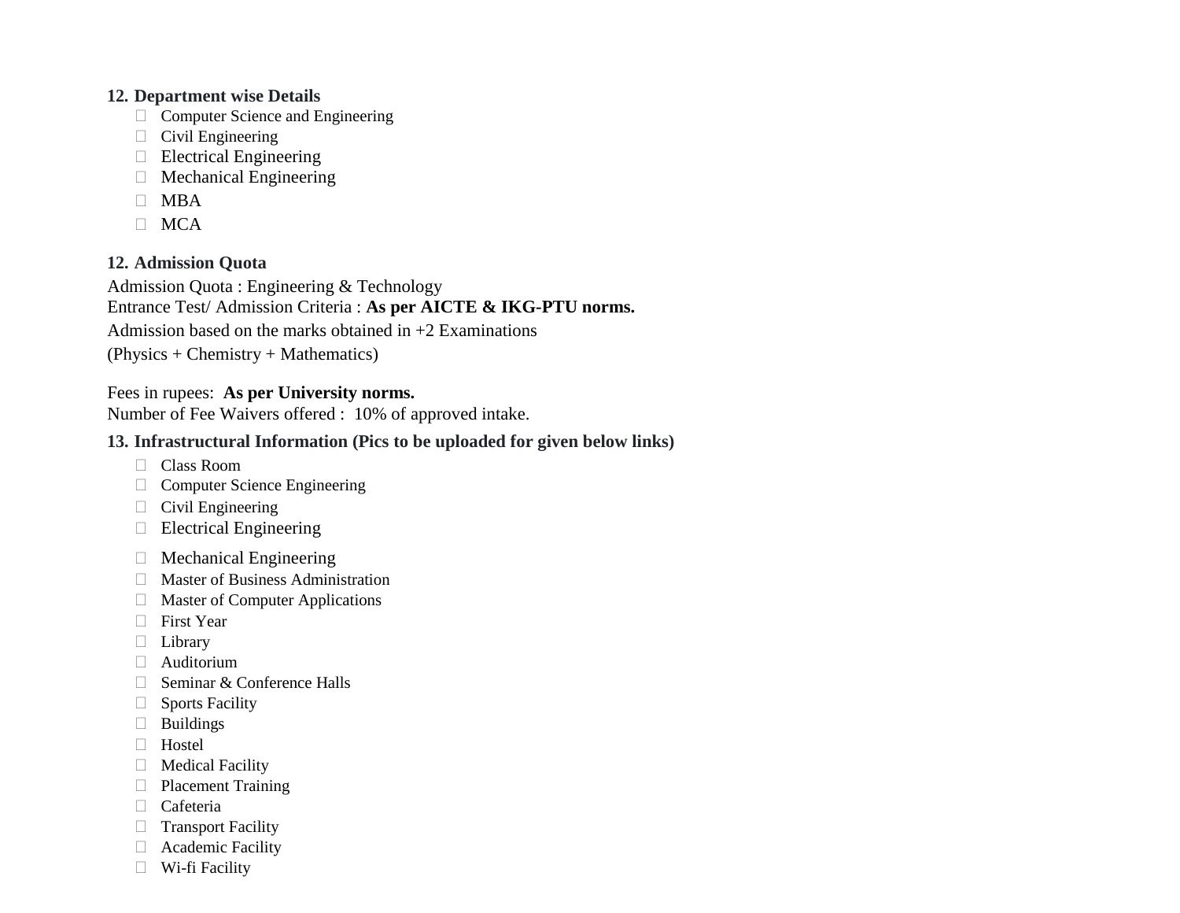**12. Department wise Details**

- Computer Science and Engineering
- Civil Engineering
- Electrical Engineering
- Mechanical Engineering
- MBA
- MCA

**12. Admission Quota**

Admission Quota : Engineering & Technology
Entrance Test/ Admission Criteria : **As per AICTE & IKG-PTU norms.**
Admission based on the marks obtained in +2 Examinations
(Physics + Chemistry + Mathematics)

Fees in rupees: **As per University norms.**
Number of Fee Waivers offered : 10% of approved intake.

**13. Infrastructural Information (Pics to be uploaded for given below links)**

- Class Room
- Computer Science Engineering
- Civil Engineering
- Electrical Engineering
- Mechanical Engineering
- Master of Business Administration
- Master of Computer Applications
- First Year
- Library
- Auditorium
- Seminar & Conference Halls
- Sports Facility
- Buildings
- Hostel
- Medical Facility
- Placement Training
- Cafeteria
- Transport Facility
- Academic Facility
- Wi-fi Facility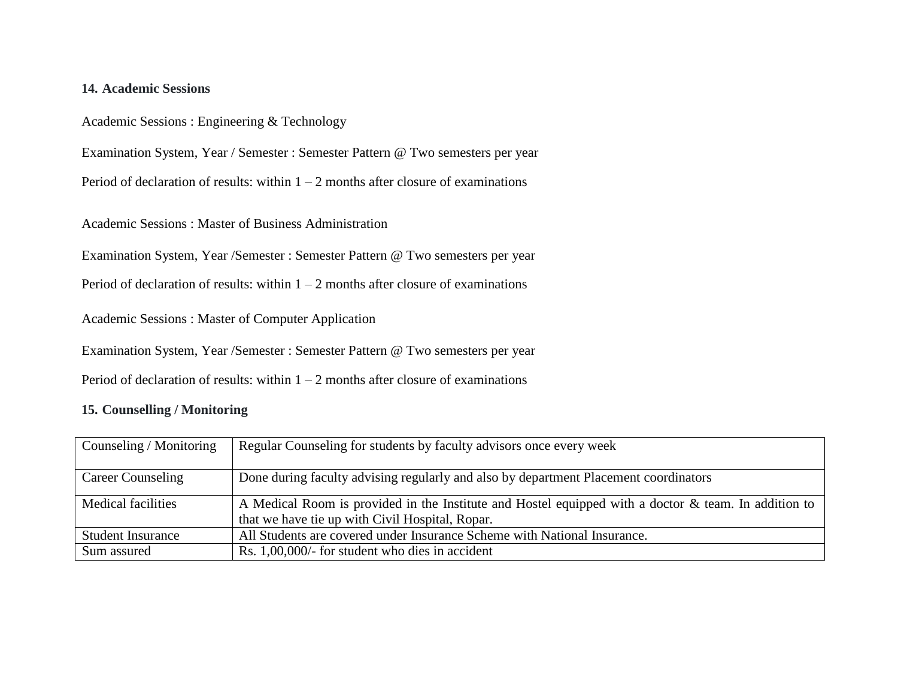## 14. Academic Sessions

Academic Sessions : Engineering & Technology

Examination System, Year / Semester : Semester Pattern @ Two semesters per year

Period of declaration of results: within 1 – 2 months after closure of examinations

Academic Sessions : Master of Business Administration

Examination System, Year /Semester : Semester Pattern @ Two semesters per year

Period of declaration of results: within 1 – 2 months after closure of examinations

Academic Sessions : Master of Computer Application

Examination System, Year /Semester : Semester Pattern @ Two semesters per year

Period of declaration of results: within 1 – 2 months after closure of examinations

## 15. Counselling / Monitoring

| Counseling / Monitoring | Regular Counseling for students by faculty advisors once every week |
|---|---|
| Career Counseling | Done during faculty advising regularly and also by department Placement coordinators |
| Medical facilities | A Medical Room is provided in the Institute and Hostel equipped with a doctor & team. In addition to that we have tie up with Civil Hospital, Ropar. |
| Student Insurance | All Students are covered under Insurance Scheme with National Insurance. |
| Sum assured | Rs. 1,00,000/- for student who dies in accident |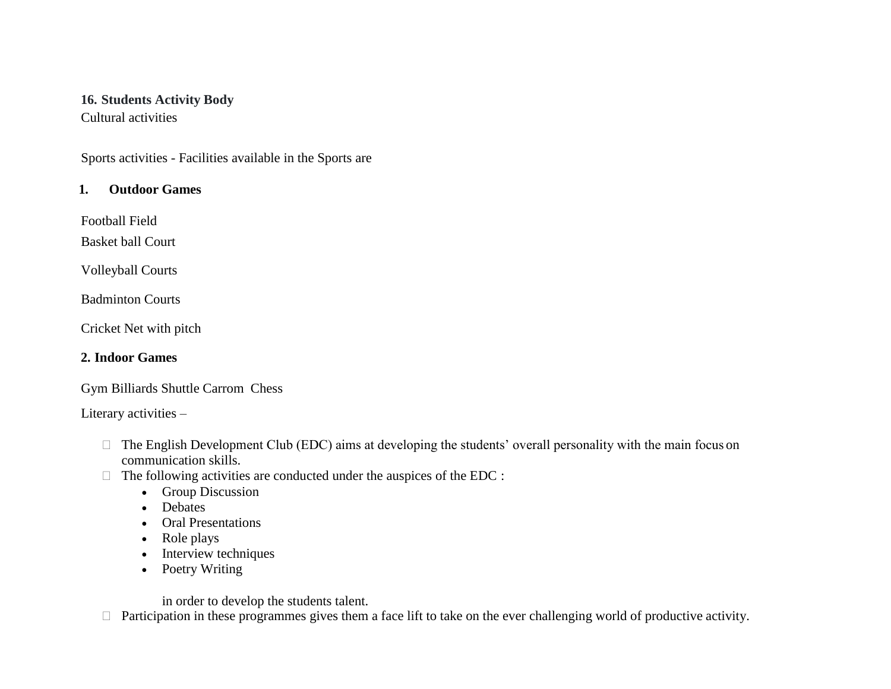**16. Students Activity Body**

Cultural activities

Sports activities - Facilities available in the Sports are

**1. Outdoor Games**

Football Field

Basket ball Court

Volleyball Courts

Badminton Courts

Cricket Net with pitch

**2. Indoor Games**

Gym Billiards Shuttle Carrom Chess

Literary activities –

- The English Development Club (EDC) aims at developing the students' overall personality with the main focus on communication skills.
- The following activities are conducted under the auspices of the EDC :
  - Group Discussion
  - Debates
  - Oral Presentations
  - Role plays
  - Interview techniques
  - Poetry Writing

  in order to develop the students talent.
- Participation in these programmes gives them a face lift to take on the ever challenging world of productive activity.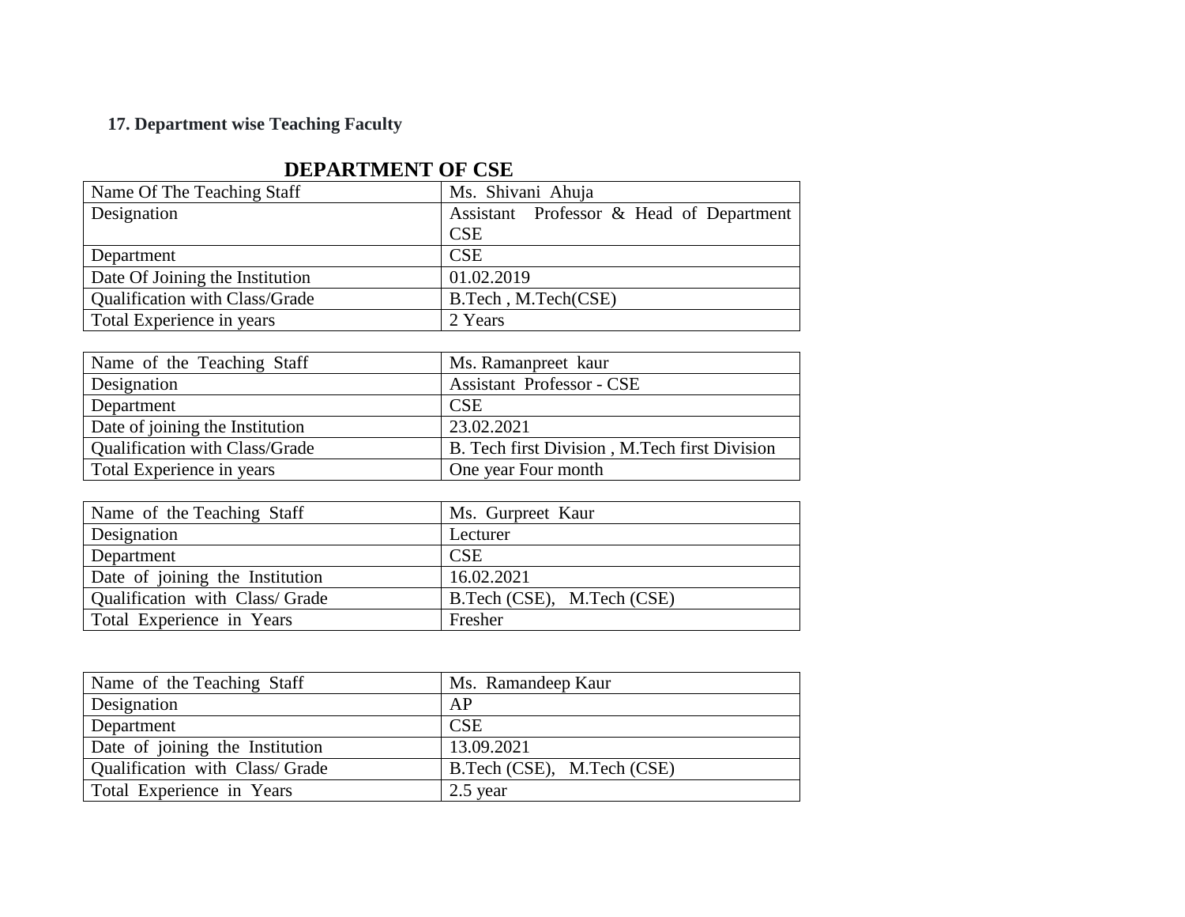**17. Department wise Teaching Faculty**

## DEPARTMENT OF CSE

| Name Of The Teaching Staff | Ms. Shivani Ahuja |
|---|---|
| Designation | Assistant Professor & Head of Department CSE |
| Department | CSE |
| Date Of Joining the Institution | 01.02.2019 |
| Qualification with Class/Grade | B.Tech , M.Tech(CSE) |
| Total Experience in years | 2 Years |

| Name of the Teaching Staff | Ms. Ramanpreet kaur |
|---|---|
| Designation | Assistant Professor - CSE |
| Department | CSE |
| Date of joining the Institution | 23.02.2021 |
| Qualification with Class/Grade | B. Tech first Division , M.Tech first Division |
| Total Experience in years | One year Four month |

| Name of the Teaching Staff | Ms. Gurpreet Kaur |
|---|---|
| Designation | Lecturer |
| Department | CSE |
| Date of joining the Institution | 16.02.2021 |
| Qualification with Class/ Grade | B.Tech (CSE), M.Tech (CSE) |
| Total Experience in Years | Fresher |

| Name of the Teaching Staff | Ms. Ramandeep Kaur |
|---|---|
| Designation | AP |
| Department | CSE |
| Date of joining the Institution | 13.09.2021 |
| Qualification with Class/ Grade | B.Tech (CSE), M.Tech (CSE) |
| Total Experience in Years | 2.5 year |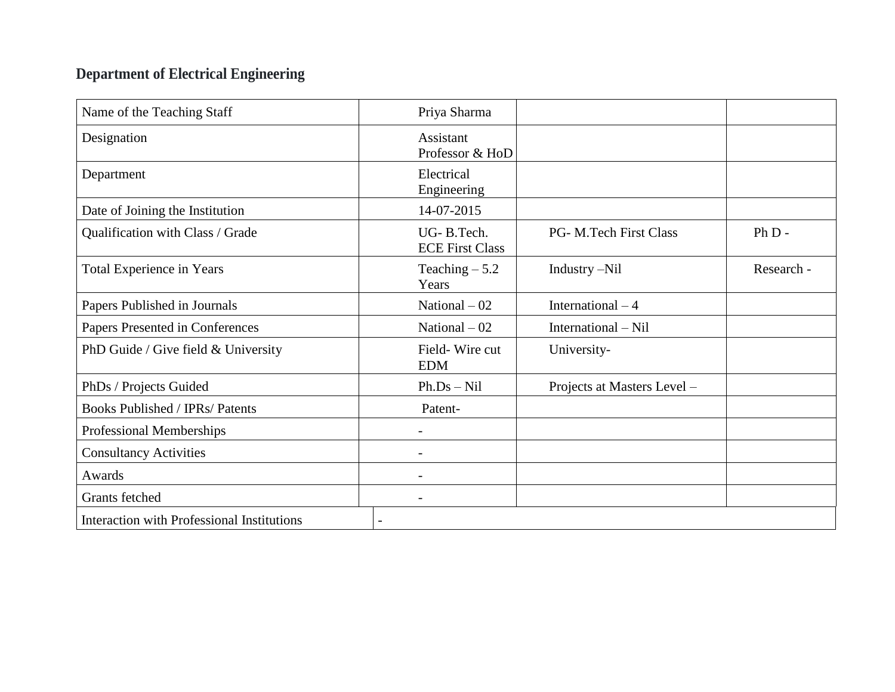**Department of Electrical Engineering**

| Name of the Teaching Staff | Priya Sharma | | |
|---|---|---|---|
| Designation | Assistant Professor & HoD | | |
| Department | Electrical Engineering | | |
| Date of Joining the Institution | 14-07-2015 | | |
| Qualification with Class / Grade | UG- B.Tech. ECE First Class | PG- M.Tech First Class | Ph D - |
| Total Experience in Years | Teaching – 5.2 Years | Industry –Nil | Research - |
| Papers Published in Journals | National – 02 | International – 4 | |
| Papers Presented in Conferences | National – 02 | International – Nil | |
| PhD Guide / Give field & University | Field- Wire cut EDM | University- | |
| PhDs / Projects Guided | Ph.Ds – Nil | Projects at Masters Level – | |
| Books Published / IPRs/ Patents | Patent- | | |
| Professional Memberships | - | | |
| Consultancy Activities | - | | |
| Awards | - | | |
| Grants fetched | - | | |
| Interaction with Professional Institutions | - | | |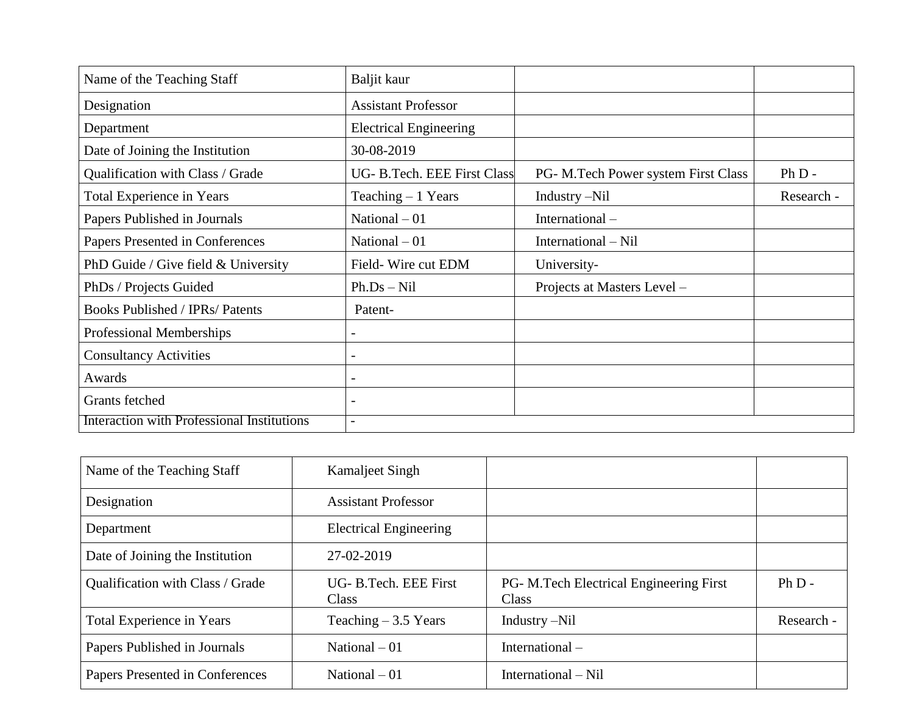| Name of the Teaching Staff | Baljit kaur | | |
|---|---|---|---|
| Designation | Assistant Professor | | |
| Department | Electrical Engineering | | |
| Date of Joining the Institution | 30-08-2019 | | |
| Qualification with Class / Grade | UG- B.Tech. EEE First Class | PG- M.Tech Power system First Class | Ph D - |
| Total Experience in Years | Teaching – 1 Years | Industry –Nil | Research - |
| Papers Published in Journals | National – 01 | International – | |
| Papers Presented in Conferences | National – 01 | International – Nil | |
| PhD Guide / Give field & University | Field- Wire cut EDM | University- | |
| PhDs / Projects Guided | Ph.Ds – Nil | Projects at Masters Level – | |
| Books Published / IPRs/ Patents | Patent- | | |
| Professional Memberships | - | | |
| Consultancy Activities | - | | |
| Awards | - | | |
| Grants fetched | - | | |
| Interaction with Professional Institutions | - | | |

| Name of the Teaching Staff | Kamaljeet Singh | | |
|---|---|---|---|
| Designation | Assistant Professor | | |
| Department | Electrical Engineering | | |
| Date of Joining the Institution | 27-02-2019 | | |
| Qualification with Class / Grade | UG- B.Tech. EEE First Class | PG- M.Tech Electrical Engineering First Class | Ph D - |
| Total Experience in Years | Teaching – 3.5 Years | Industry –Nil | Research - |
| Papers Published in Journals | National – 01 | International – | |
| Papers Presented in Conferences | National – 01 | International – Nil | |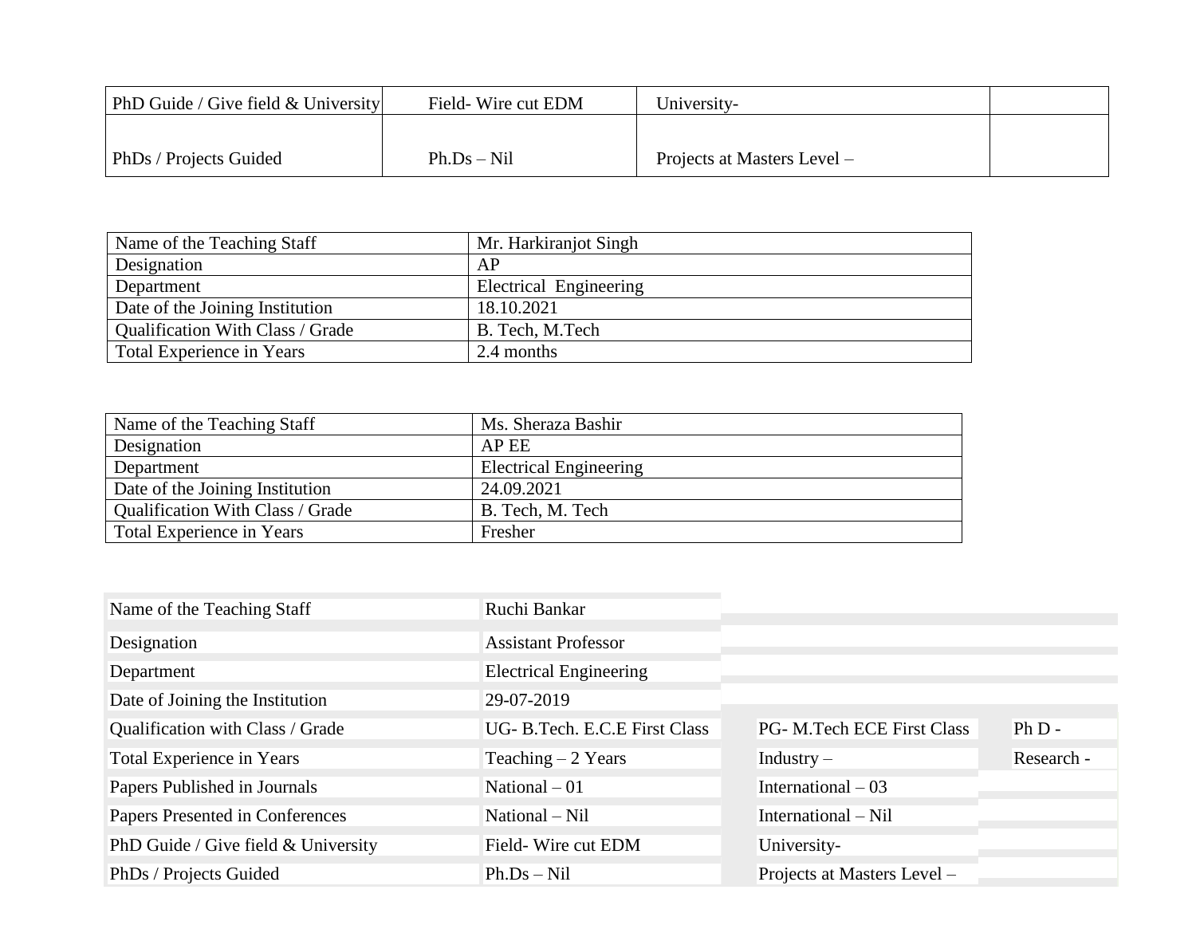| PhD Guide / Give field & University | Field- Wire cut EDM | University- | |
|---|---|---|---|
| PhDs / Projects Guided | Ph.Ds – Nil | Projects at Masters Level – | |

| Name of the Teaching Staff | Mr. Harkiranjot Singh |
|---|---|
| Designation | AP |
| Department | Electrical Engineering |
| Date of the Joining Institution | 18.10.2021 |
| Qualification With Class / Grade | B. Tech, M.Tech |
| Total Experience in Years | 2.4 months |

| Name of the Teaching Staff | Ms. Sheraza Bashir |
|---|---|
| Designation | AP EE |
| Department | Electrical Engineering |
| Date of the Joining Institution | 24.09.2021 |
| Qualification With Class / Grade | B. Tech, M. Tech |
| Total Experience in Years | Fresher |

| Name of the Teaching Staff | Ruchi Bankar | | |
|---|---|---|---|
| Designation | Assistant Professor | | |
| Department | Electrical Engineering | | |
| Date of Joining the Institution | 29-07-2019 | | |
| Qualification with Class / Grade | UG- B.Tech. E.C.E First Class | PG- M.Tech ECE First Class | Ph D - |
| Total Experience in Years | Teaching – 2 Years | Industry – | Research - |
| Papers Published in Journals | National – 01 | International – 03 | |
| Papers Presented in Conferences | National – Nil | International – Nil | |
| PhD Guide / Give field & University | Field- Wire cut EDM | University- | |
| PhDs / Projects Guided | Ph.Ds – Nil | Projects at Masters Level – | |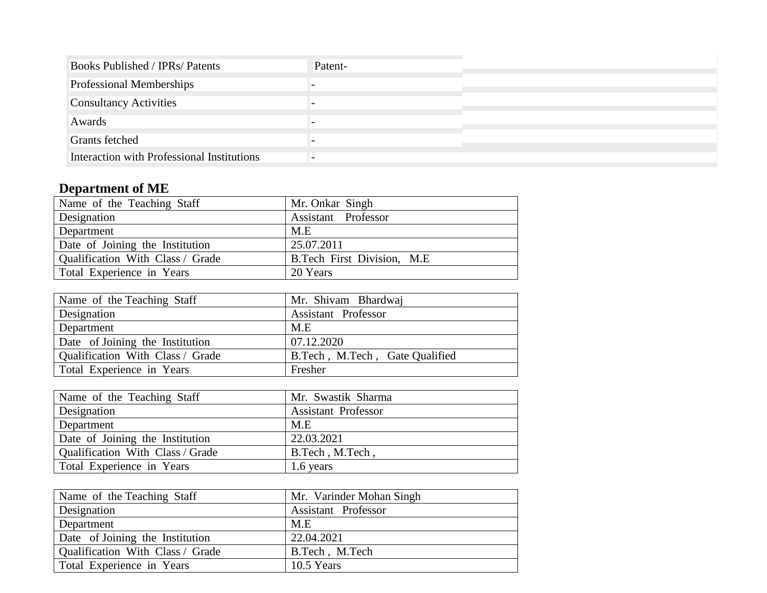| Books Published / IPRs/ Patents | Patent- |
|---|---|
| Professional Memberships | - |
| Consultancy Activities | - |
| Awards | - |
| Grants fetched | - |
| Interaction with Professional Institutions | - |

## Department of ME

| Name of the Teaching Staff | Mr. Onkar Singh |
|---|---|
| Designation | Assistant Professor |
| Department | M.E |
| Date of Joining the Institution | 25.07.2011 |
| Qualification With Class / Grade | B.Tech First Division, M.E |
| Total Experience in Years | 20 Years |

| Name of the Teaching Staff | Mr. Shivam Bhardwaj |
|---|---|
| Designation | Assistant Professor |
| Department | M.E |
| Date of Joining the Institution | 07.12.2020 |
| Qualification With Class / Grade | B.Tech , M.Tech , Gate Qualified |
| Total Experience in Years | Fresher |

| Name of the Teaching Staff | Mr. Swastik Sharma |
|---|---|
| Designation | Assistant Professor |
| Department | M.E |
| Date of Joining the Institution | 22.03.2021 |
| Qualification With Class / Grade | B.Tech , M.Tech , |
| Total Experience in Years | 1.6 years |

| Name of the Teaching Staff | Mr. Varinder Mohan Singh |
|---|---|
| Designation | Assistant Professor |
| Department | M.E |
| Date of Joining the Institution | 22.04.2021 |
| Qualification With Class / Grade | B.Tech , M.Tech |
| Total Experience in Years | 10.5 Years |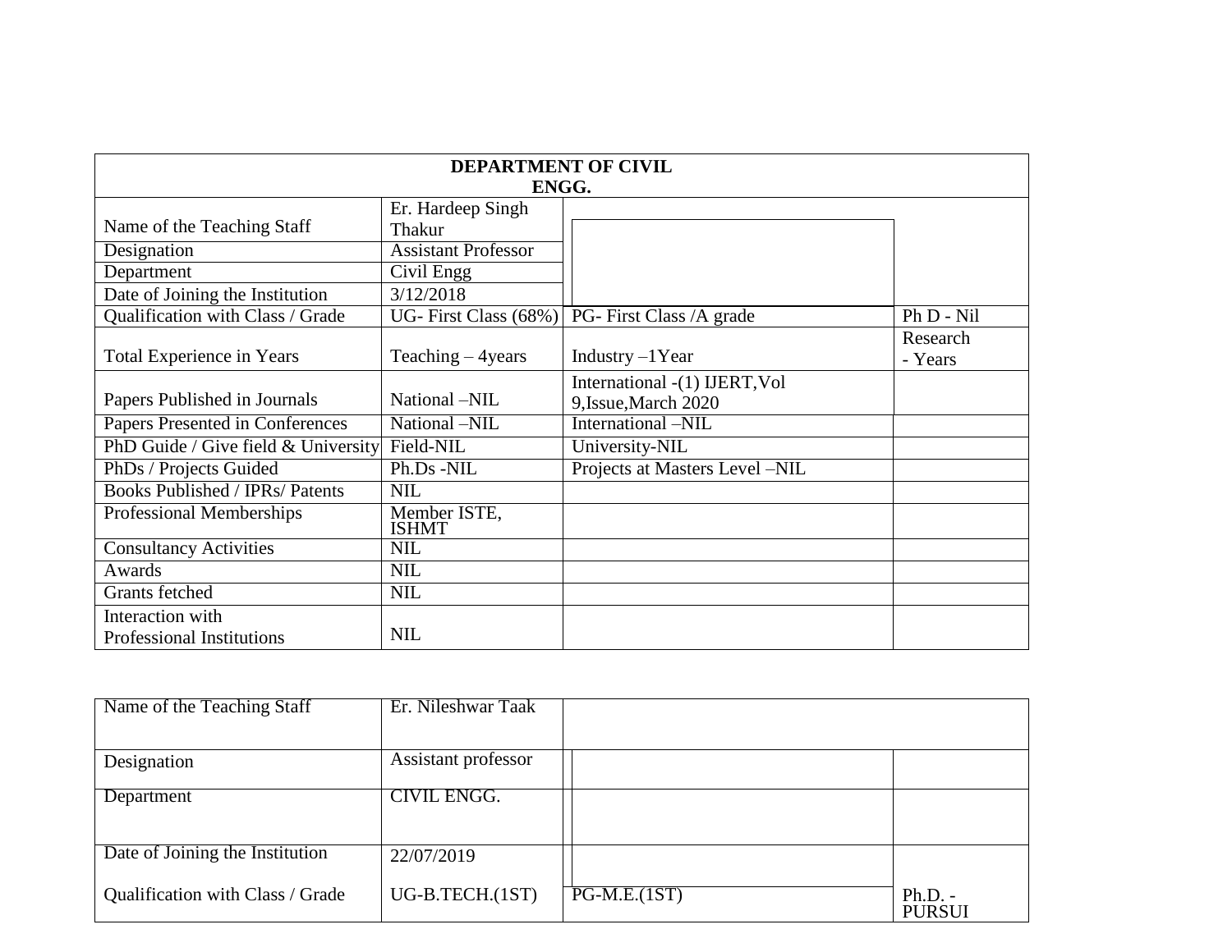| DEPARTMENT OF CIVIL ENGG. | | | |
|---|---|---|---|
| Name of the Teaching Staff | Er. Hardeep Singh Thakur | | |
| Designation | Assistant Professor | | |
| Department | Civil Engg | | |
| Date of Joining the Institution | 3/12/2018 | | |
| Qualification with Class / Grade | UG- First Class (68%) | PG- First Class /A grade | Ph D - Nil |
| Total Experience in Years | Teaching – 4years | Industry –1Year | Research - Years |
| Papers Published in Journals | National –NIL | International -(1) IJERT,Vol 9,Issue,March 2020 | |
| Papers Presented in Conferences | National –NIL | International –NIL | |
| PhD Guide / Give field & University | Field-NIL | University-NIL | |
| PhDs / Projects Guided | Ph.Ds -NIL | Projects at Masters Level –NIL | |
| Books Published / IPRs/ Patents | NIL | | |
| Professional Memberships | Member ISTE, ISHMT | | |
| Consultancy Activities | NIL | | |
| Awards | NIL | | |
| Grants fetched | NIL | | |
| Interaction with Professional Institutions | NIL | | |

| Name of the Teaching Staff | Er. Nileshwar Taak | | |
|---|---|---|---|
| Designation | Assistant professor | | |
| Department | CIVIL ENGG. | | |
| Date of Joining the Institution | 22/07/2019 | | |
| Qualification with Class / Grade | UG-B.TECH.(1ST) | PG-M.E.(1ST) | Ph.D. - PURSUI |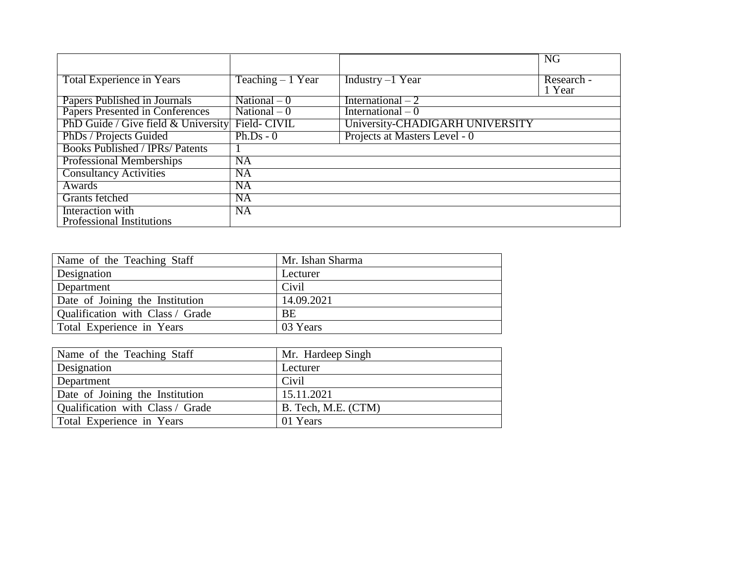| | | | NG |
|---|---|---|---|
| Total Experience in Years | Teaching – 1 Year | Industry –1 Year | Research - 1 Year |
| Papers Published in Journals | National – 0 | International – 2 | |
| Papers Presented in Conferences | National – 0 | International – 0 | |
| PhD Guide / Give field & University | Field- CIVIL | University-CHADIGARH UNIVERSITY | |
| PhDs / Projects Guided | Ph.Ds - 0 | Projects at Masters Level - 0 | |
| Books Published / IPRs/ Patents | 1 | | |
| Professional Memberships | NA | | |
| Consultancy Activities | NA | | |
| Awards | NA | | |
| Grants fetched | NA | | |
| Interaction with Professional Institutions | NA | | |

| Name of the Teaching Staff | Mr. Ishan Sharma |
|---|---|
| Designation | Lecturer |
| Department | Civil |
| Date of Joining the Institution | 14.09.2021 |
| Qualification with Class / Grade | BE |
| Total Experience in Years | 03 Years |

| Name of the Teaching Staff | Mr. Hardeep Singh |
|---|---|
| Designation | Lecturer |
| Department | Civil |
| Date of Joining the Institution | 15.11.2021 |
| Qualification with Class / Grade | B. Tech, M.E. (CTM) |
| Total Experience in Years | 01 Years |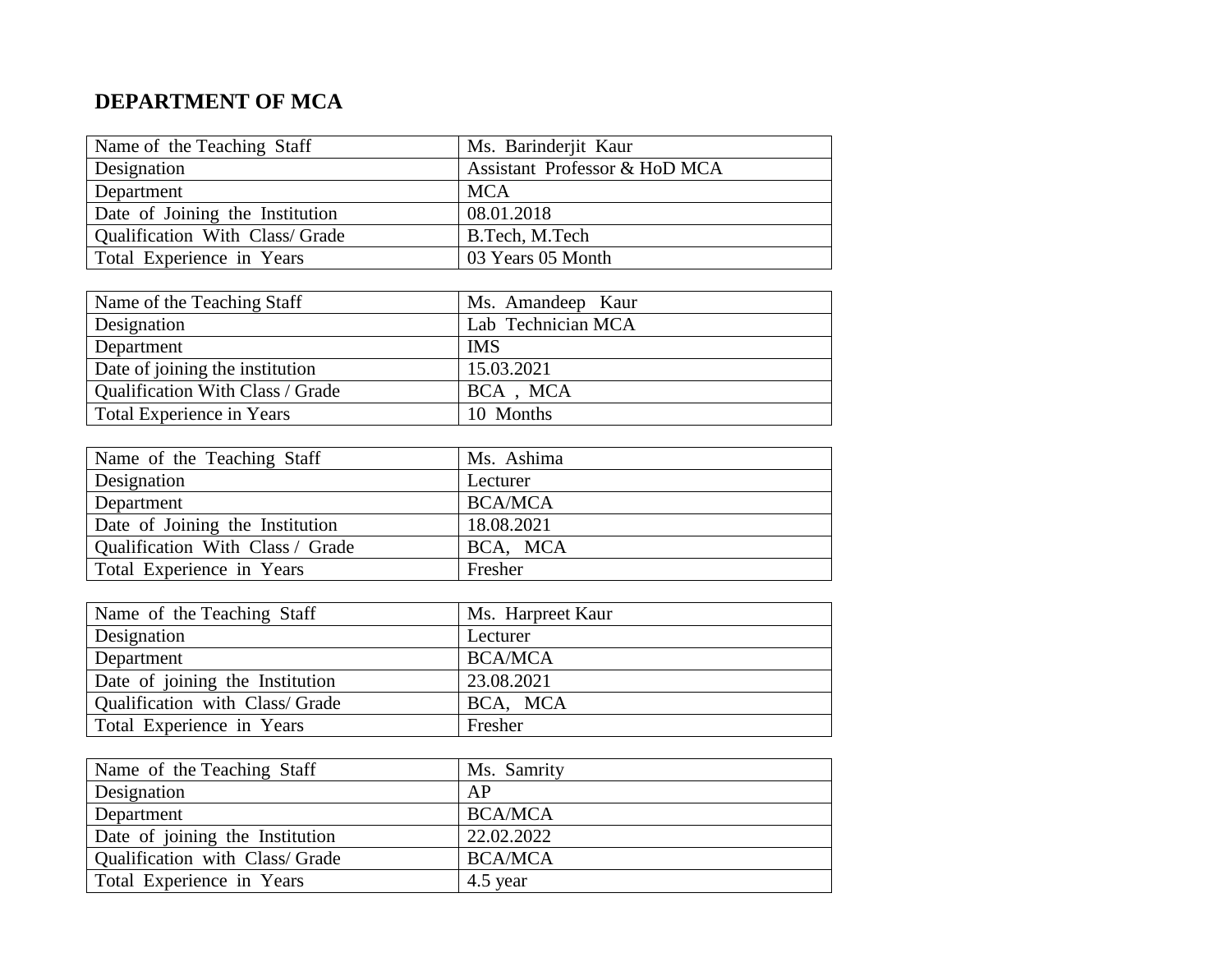**DEPARTMENT OF MCA**

| Name of the Teaching Staff | Ms. Barinderjit Kaur |
|---|---|
| Designation | Assistant Professor & HoD MCA |
| Department | MCA |
| Date of Joining the Institution | 08.01.2018 |
| Qualification With Class/ Grade | B.Tech, M.Tech |
| Total Experience in Years | 03 Years 05 Month |

| Name of the Teaching Staff | Ms. Amandeep Kaur |
|---|---|
| Designation | Lab Technician MCA |
| Department | IMS |
| Date of joining the institution | 15.03.2021 |
| Qualification With Class / Grade | BCA , MCA |
| Total Experience in Years | 10 Months |

| Name of the Teaching Staff | Ms. Ashima |
|---|---|
| Designation | Lecturer |
| Department | BCA/MCA |
| Date of Joining the Institution | 18.08.2021 |
| Qualification With Class / Grade | BCA, MCA |
| Total Experience in Years | Fresher |

| Name of the Teaching Staff | Ms. Harpreet Kaur |
|---|---|
| Designation | Lecturer |
| Department | BCA/MCA |
| Date of joining the Institution | 23.08.2021 |
| Qualification with Class/ Grade | BCA, MCA |
| Total Experience in Years | Fresher |

| Name of the Teaching Staff | Ms. Samrity |
|---|---|
| Designation | AP |
| Department | BCA/MCA |
| Date of joining the Institution | 22.02.2022 |
| Qualification with Class/ Grade | BCA/MCA |
| Total Experience in Years | 4.5 year |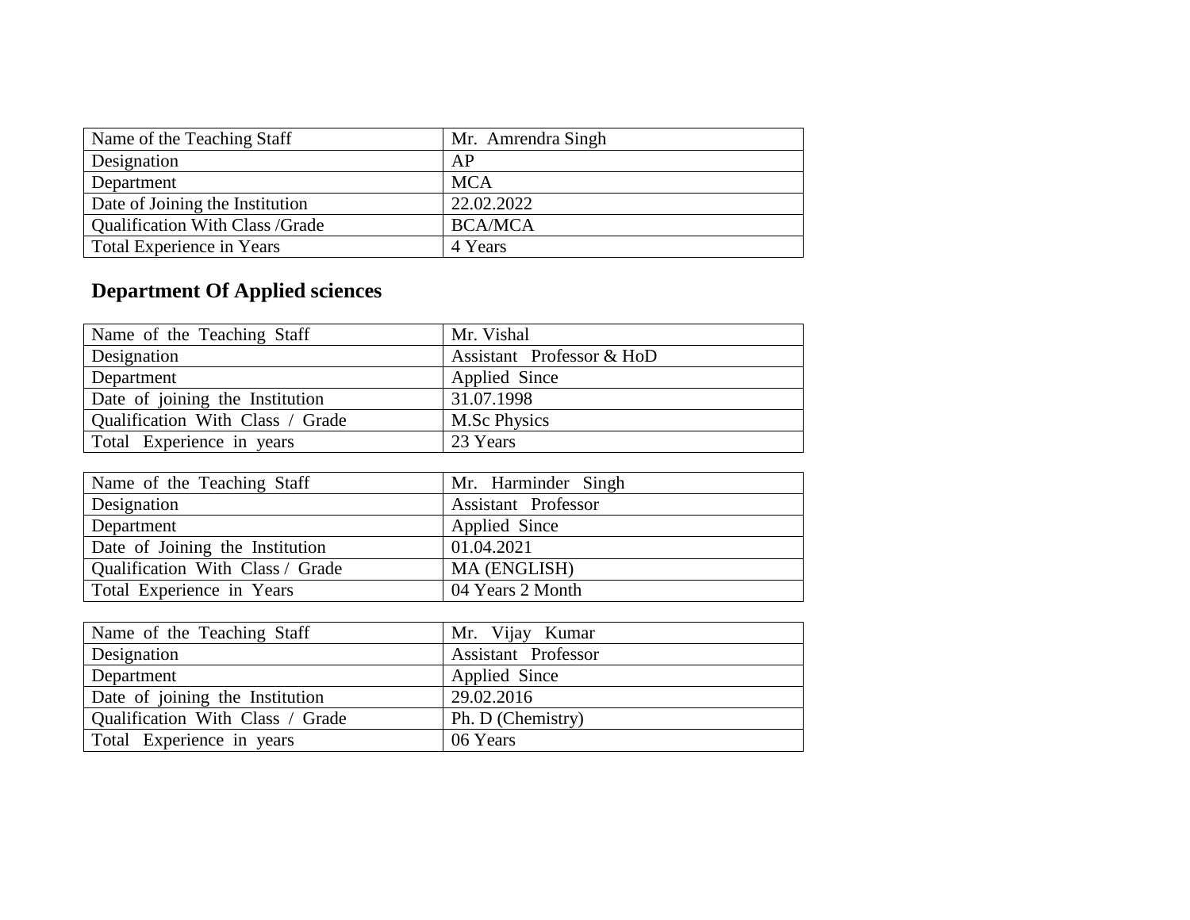| Name of the Teaching Staff | Mr. Amrendra Singh |
|---|---|
| Designation | AP |
| Department | MCA |
| Date of Joining the Institution | 22.02.2022 |
| Qualification With Class /Grade | BCA/MCA |
| Total Experience in Years | 4 Years |

## Department Of Applied sciences

| Name of the Teaching Staff | Mr. Vishal |
|---|---|
| Designation | Assistant Professor & HoD |
| Department | Applied Since |
| Date of joining the Institution | 31.07.1998 |
| Qualification With Class / Grade | M.Sc Physics |
| Total Experience in years | 23 Years |

| Name of the Teaching Staff | Mr. Harminder Singh |
|---|---|
| Designation | Assistant Professor |
| Department | Applied Since |
| Date of Joining the Institution | 01.04.2021 |
| Qualification With Class / Grade | MA (ENGLISH) |
| Total Experience in Years | 04 Years 2 Month |

| Name of the Teaching Staff | Mr. Vijay Kumar |
|---|---|
| Designation | Assistant Professor |
| Department | Applied Since |
| Date of joining the Institution | 29.02.2016 |
| Qualification With Class / Grade | Ph. D (Chemistry) |
| Total Experience in years | 06 Years |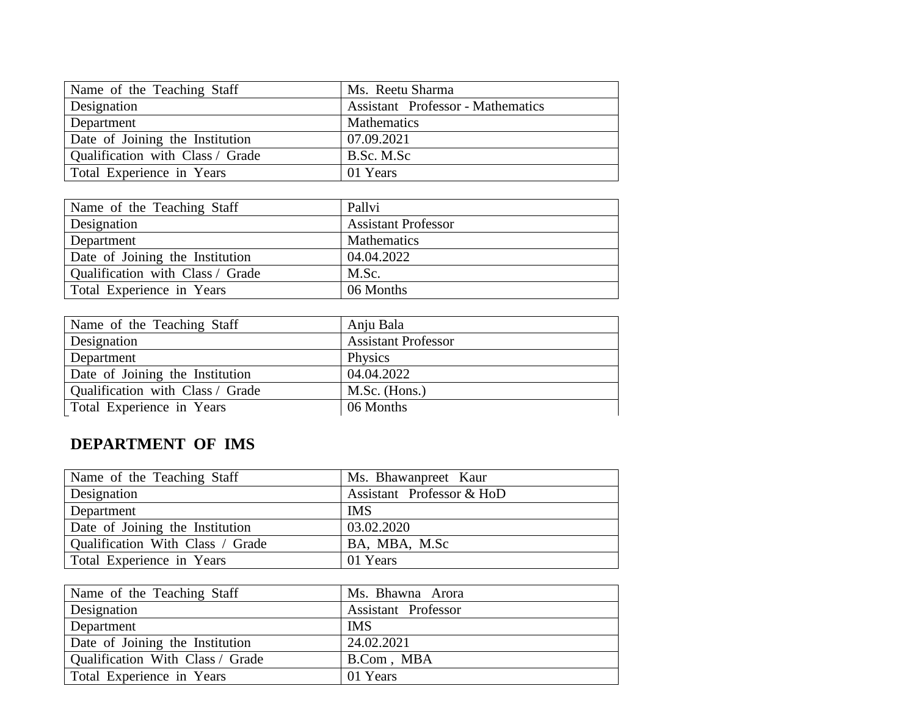| Name of the Teaching Staff | Ms. Reetu Sharma |
|---|---|
| Designation | Assistant Professor - Mathematics |
| Department | Mathematics |
| Date of Joining the Institution | 07.09.2021 |
| Qualification with Class / Grade | B.Sc. M.Sc |
| Total Experience in Years | 01 Years |

| Name of the Teaching Staff | Pallvi |
|---|---|
| Designation | Assistant Professor |
| Department | Mathematics |
| Date of Joining the Institution | 04.04.2022 |
| Qualification with Class / Grade | M.Sc. |
| Total Experience in Years | 06 Months |

| Name of the Teaching Staff | Anju Bala |
|---|---|
| Designation | Assistant Professor |
| Department | Physics |
| Date of Joining the Institution | 04.04.2022 |
| Qualification with Class / Grade | M.Sc. (Hons.) |
| Total Experience in Years | 06 Months |

## DEPARTMENT OF IMS

| Name of the Teaching Staff | Ms. Bhawanpreet Kaur |
|---|---|
| Designation | Assistant Professor & HoD |
| Department | IMS |
| Date of Joining the Institution | 03.02.2020 |
| Qualification With Class / Grade | BA, MBA, M.Sc |
| Total Experience in Years | 01 Years |

| Name of the Teaching Staff | Ms. Bhawna Arora |
|---|---|
| Designation | Assistant Professor |
| Department | IMS |
| Date of Joining the Institution | 24.02.2021 |
| Qualification With Class / Grade | B.Com , MBA |
| Total Experience in Years | 01 Years |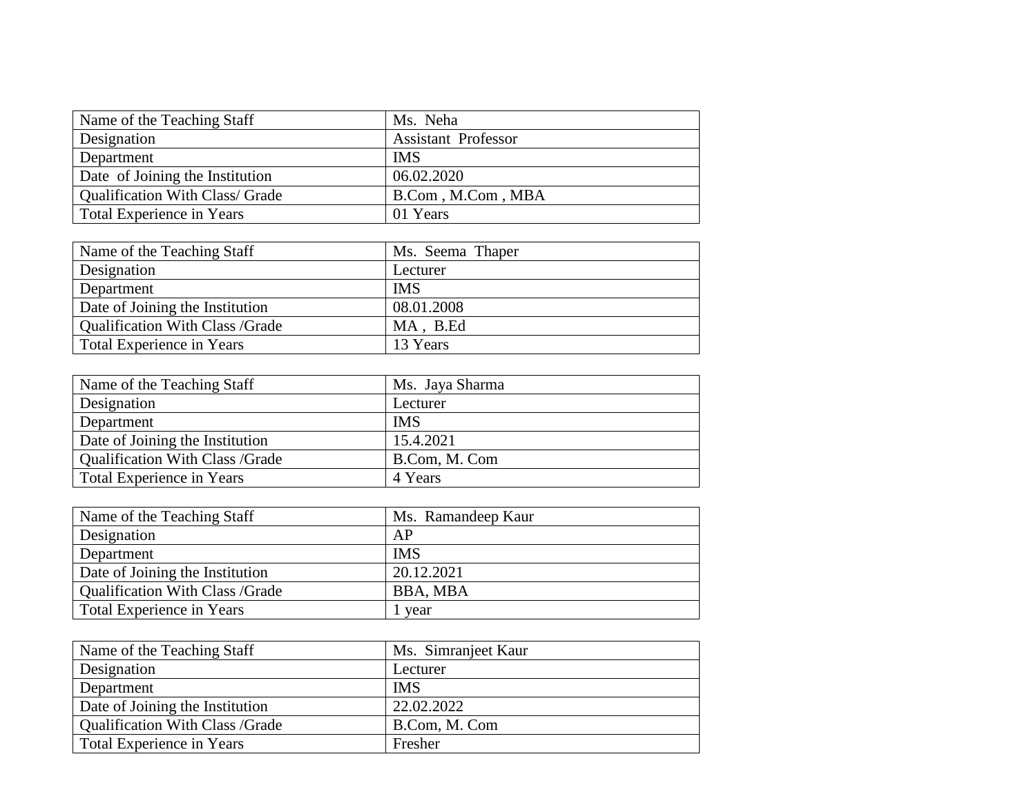| | |
|---|---|
| Name of the Teaching Staff | Ms. Neha |
| Designation | Assistant Professor |
| Department | IMS |
| Date of Joining the Institution | 06.02.2020 |
| Qualification With Class/ Grade | B.Com , M.Com , MBA |
| Total Experience in Years | 01 Years |

| | |
|---|---|
| Name of the Teaching Staff | Ms. Seema Thaper |
| Designation | Lecturer |
| Department | IMS |
| Date of Joining the Institution | 08.01.2008 |
| Qualification With Class /Grade | MA , B.Ed |
| Total Experience in Years | 13 Years |

| | |
|---|---|
| Name of the Teaching Staff | Ms. Jaya Sharma |
| Designation | Lecturer |
| Department | IMS |
| Date of Joining the Institution | 15.4.2021 |
| Qualification With Class /Grade | B.Com, M. Com |
| Total Experience in Years | 4 Years |

| | |
|---|---|
| Name of the Teaching Staff | Ms. Ramandeep Kaur |
| Designation | AP |
| Department | IMS |
| Date of Joining the Institution | 20.12.2021 |
| Qualification With Class /Grade | BBA, MBA |
| Total Experience in Years | 1 year |

| | |
|---|---|
| Name of the Teaching Staff | Ms. Simranjeet Kaur |
| Designation | Lecturer |
| Department | IMS |
| Date of Joining the Institution | 22.02.2022 |
| Qualification With Class /Grade | B.Com, M. Com |
| Total Experience in Years | Fresher |